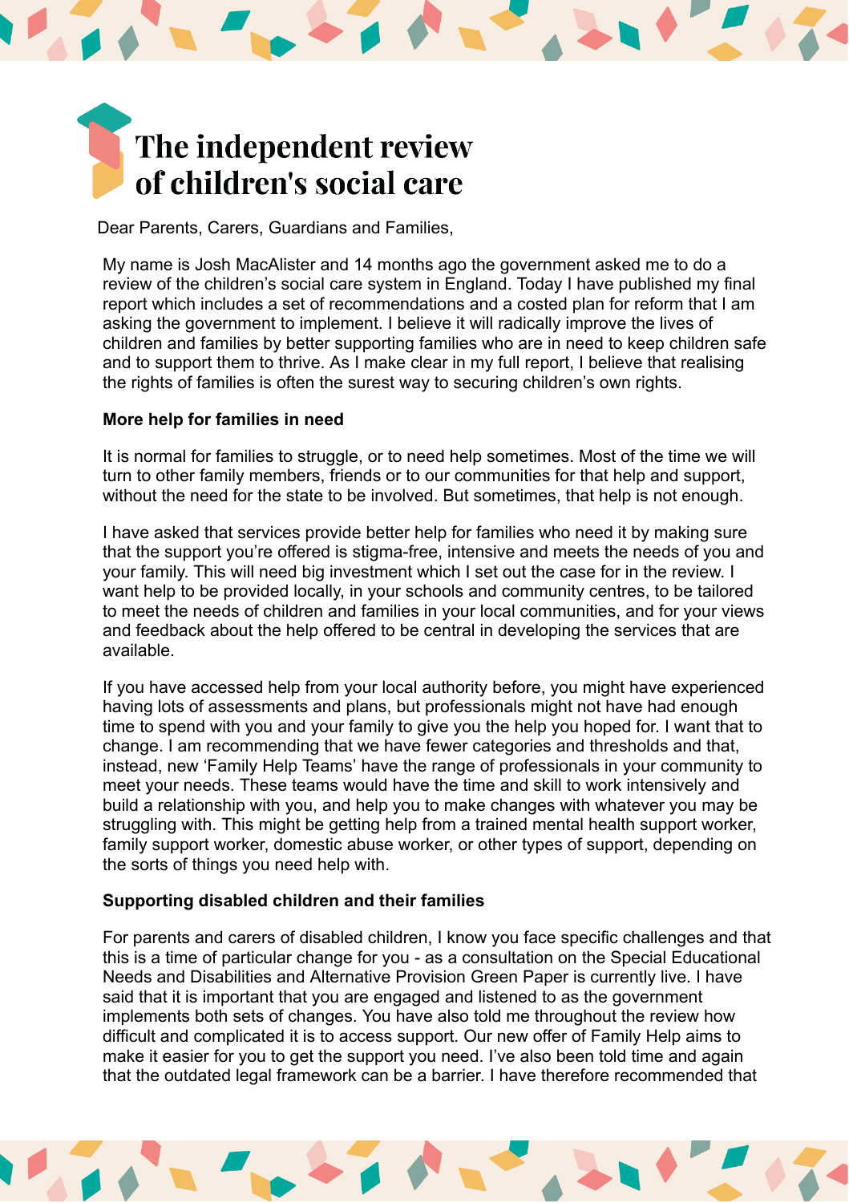# The independent review of children's social care

Dear Parents, Carers, Guardians and Families,

My name is Josh MacAlister and 14 months ago the government asked me to do a review of the children's social care system in England. Today I have published my final report which includes a set of recommendations and a costed plan for reform that I am asking the government to implement. I believe it will radically improve the lives of children and families by better supporting families who are in need to keep children safe and to support them to thrive. As I make clear in my full report, I believe that realising the rights of families is often the surest way to securing children's own rights.

**More help for families in need**

It is normal for families to struggle, or to need help sometimes. Most of the time we will turn to other family members, friends or to our communities for that help and support, without the need for the state to be involved. But sometimes, that help is not enough.

I have asked that services provide better help for families who need it by making sure that the support you're offered is stigma-free, intensive and meets the needs of you and your family. This will need big investment which I set out the case for in the review. I want help to be provided locally, in your schools and community centres, to be tailored to meet the needs of children and families in your local communities, and for your views and feedback about the help offered to be central in developing the services that are available.

If you have accessed help from your local authority before, you might have experienced having lots of assessments and plans, but professionals might not have had enough time to spend with you and your family to give you the help you hoped for. I want that to change. I am recommending that we have fewer categories and thresholds and that, instead, new 'Family Help Teams' have the range of professionals in your community to meet your needs. These teams would have the time and skill to work intensively and build a relationship with you, and help you to make changes with whatever you may be struggling with. This might be getting help from a trained mental health support worker, family support worker, domestic abuse worker, or other types of support, depending on the sorts of things you need help with.

**Supporting disabled children and their families**

For parents and carers of disabled children, I know you face specific challenges and that this is a time of particular change for you - as a consultation on the Special Educational Needs and Disabilities and Alternative Provision Green Paper is currently live. I have said that it is important that you are engaged and listened to as the government implements both sets of changes. You have also told me throughout the review how difficult and complicated it is to access support. Our new offer of Family Help aims to make it easier for you to get the support you need. I've also been told time and again that the outdated legal framework can be a barrier. I have therefore recommended that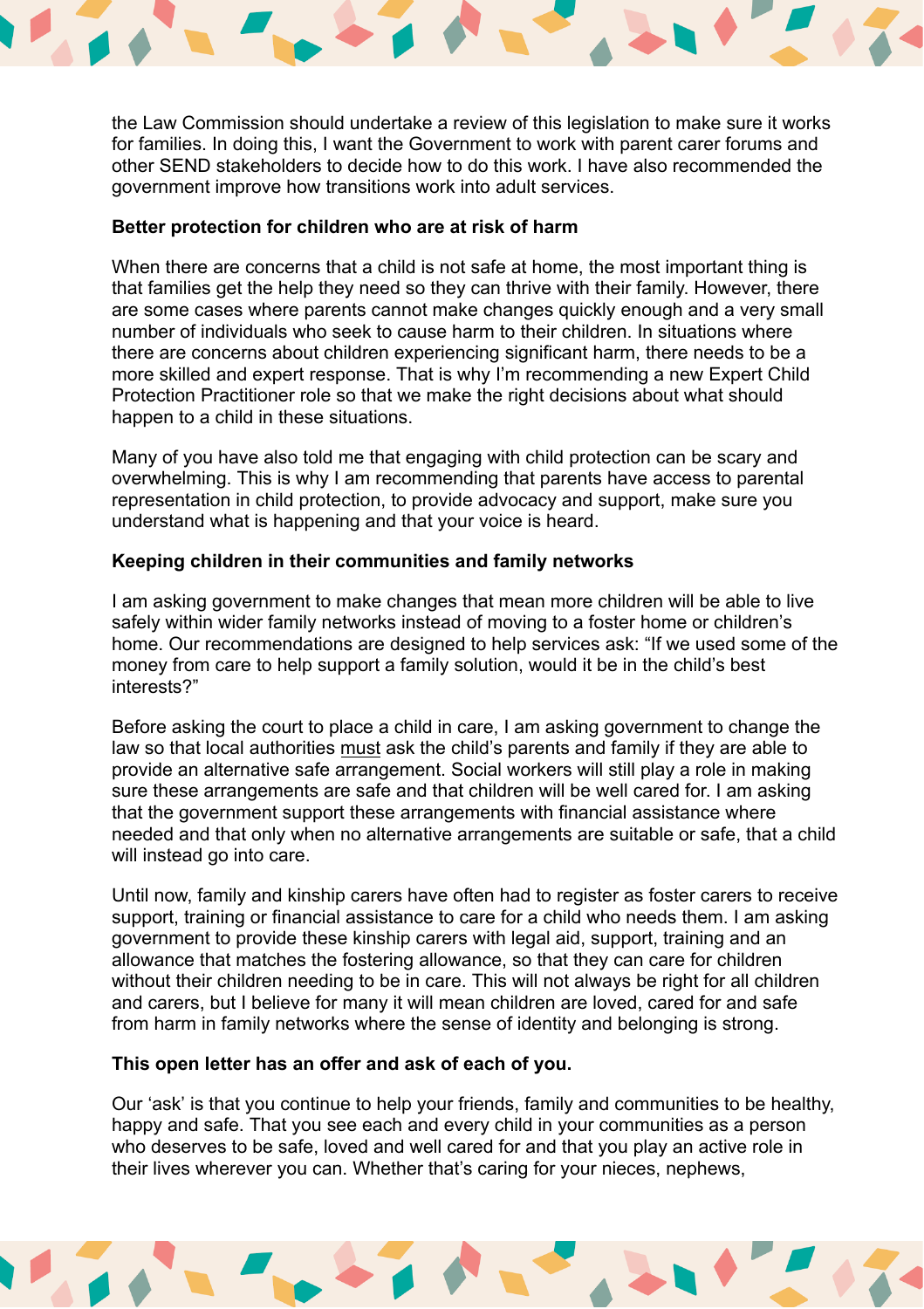the Law Commission should undertake a review of this legislation to make sure it works for families. In doing this, I want the Government to work with parent carer forums and other SEND stakeholders to decide how to do this work. I have also recommended the government improve how transitions work into adult services.

**Better protection for children who are at risk of harm**

When there are concerns that a child is not safe at home, the most important thing is that families get the help they need so they can thrive with their family. However, there are some cases where parents cannot make changes quickly enough and a very small number of individuals who seek to cause harm to their children. In situations where there are concerns about children experiencing significant harm, there needs to be a more skilled and expert response. That is why I'm recommending a new Expert Child Protection Practitioner role so that we make the right decisions about what should happen to a child in these situations.

Many of you have also told me that engaging with child protection can be scary and overwhelming. This is why I am recommending that parents have access to parental representation in child protection, to provide advocacy and support, make sure you understand what is happening and that your voice is heard.

**Keeping children in their communities and family networks**

I am asking government to make changes that mean more children will be able to live safely within wider family networks instead of moving to a foster home or children's home. Our recommendations are designed to help services ask: "If we used some of the money from care to help support a family solution, would it be in the child's best interests?"

Before asking the court to place a child in care, I am asking government to change the law so that local authorities <u>must</u> ask the child's parents and family if they are able to provide an alternative safe arrangement. Social workers will still play a role in making sure these arrangements are safe and that children will be well cared for. I am asking that the government support these arrangements with financial assistance where needed and that only when no alternative arrangements are suitable or safe, that a child will instead go into care.

Until now, family and kinship carers have often had to register as foster carers to receive support, training or financial assistance to care for a child who needs them. I am asking government to provide these kinship carers with legal aid, support, training and an allowance that matches the fostering allowance, so that they can care for children without their children needing to be in care. This will not always be right for all children and carers, but I believe for many it will mean children are loved, cared for and safe from harm in family networks where the sense of identity and belonging is strong.

**This open letter has an offer and ask of each of you.**

Our 'ask' is that you continue to help your friends, family and communities to be healthy, happy and safe. That you see each and every child in your communities as a person who deserves to be safe, loved and well cared for and that you play an active role in their lives wherever you can. Whether that's caring for your nieces, nephews,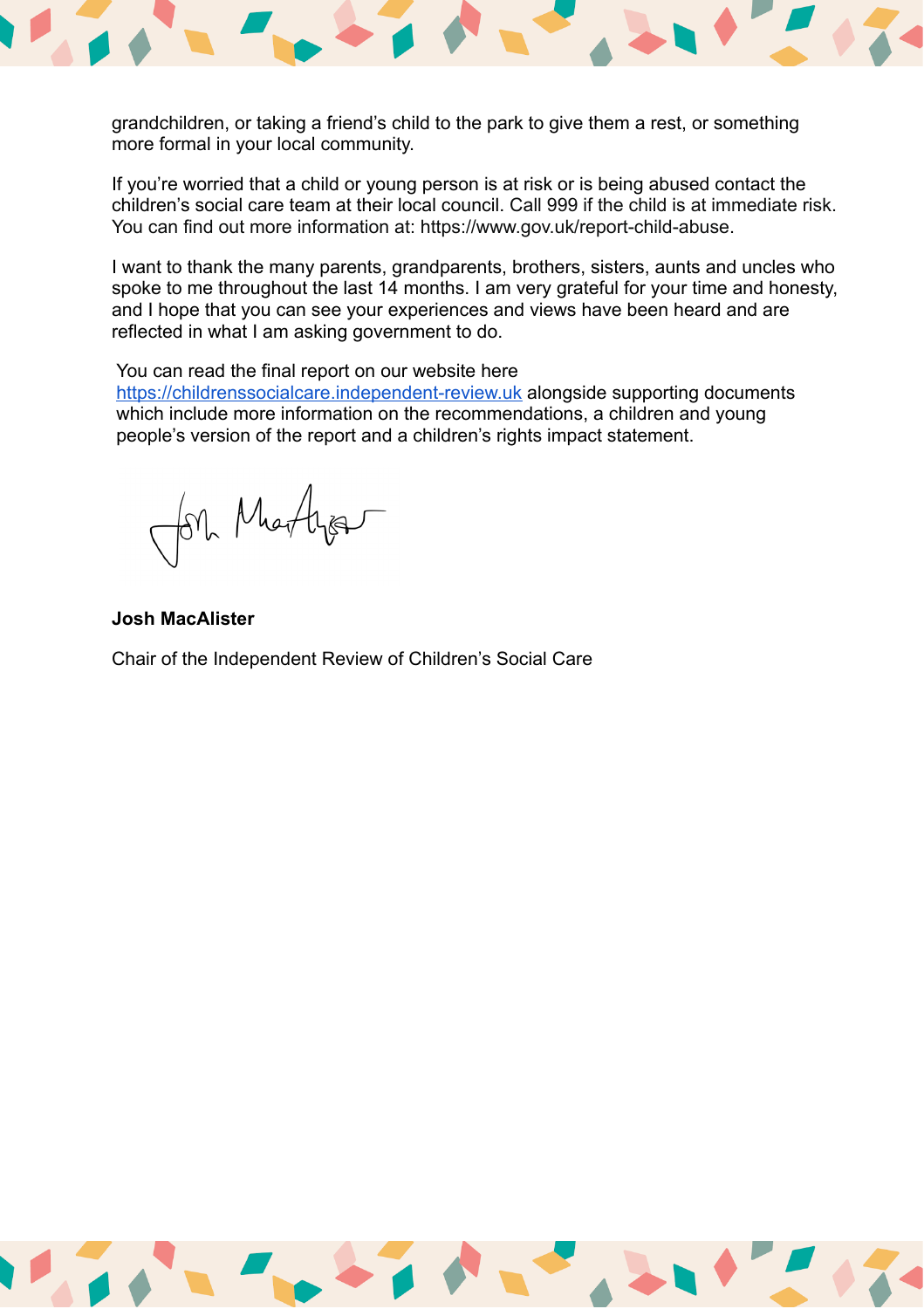grandchildren, or taking a friend's child to the park to give them a rest, or something more formal in your local community.

If you're worried that a child or young person is at risk or is being abused contact the children's social care team at their local council. Call 999 if the child is at immediate risk. You can find out more information at: https://www.gov.uk/report-child-abuse.

I want to thank the many parents, grandparents, brothers, sisters, aunts and uncles who spoke to me throughout the last 14 months. I am very grateful for your time and honesty, and I hope that you can see your experiences and views have been heard and are reflected in what I am asking government to do.

You can read the final report on our website here https://childrenssocialcare.independent-review.uk alongside supporting documents which include more information on the recommendations, a children and young people's version of the report and a children's rights impact statement.

**Josh MacAlister**

Chair of the Independent Review of Children's Social Care